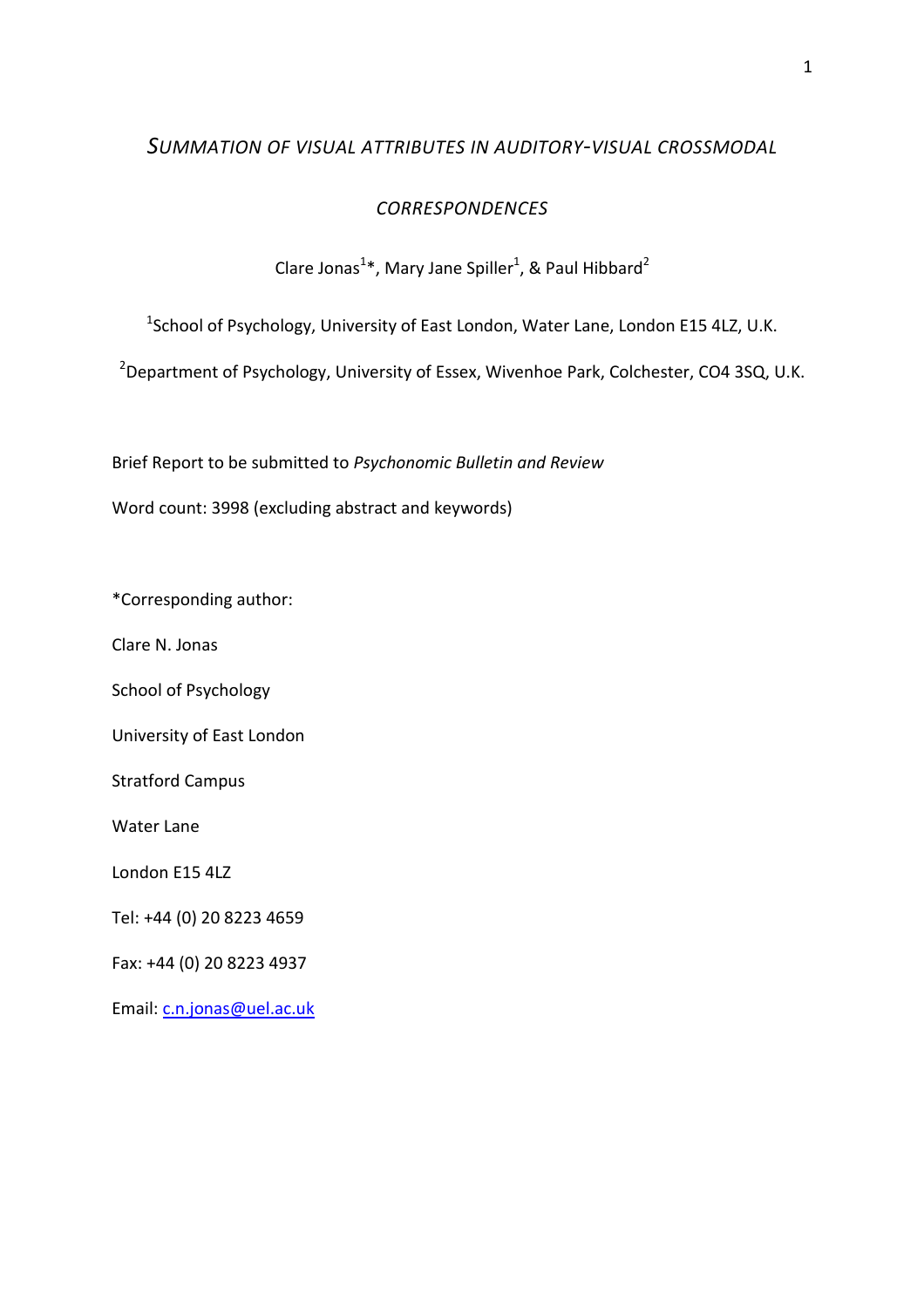# *SUMMATION OF VISUAL ATTRIBUTES IN AUDITORY-VISUAL CROSSMODAL CORRESPONDENCES*

Clare Jonas[1]*, Mary Jane Spiller[1], & Paul Hibbard[2]

[1]School of Psychology, University of East London, Water Lane, London E15 4LZ, U.K.

[2]Department of Psychology, University of Essex, Wivenhoe Park, Colchester, CO4 3SQ, U.K.

Brief Report to be submitted to *Psychonomic Bulletin and Review*

Word count: 3998 (excluding abstract and keywords)

*Corresponding author:

Clare N. Jonas

School of Psychology

University of East London

Stratford Campus

Water Lane

London E15 4LZ

Tel: +44 (0) 20 8223 4659

Fax: +44 (0) 20 8223 4937

Email: c.n.jonas@uel.ac.uk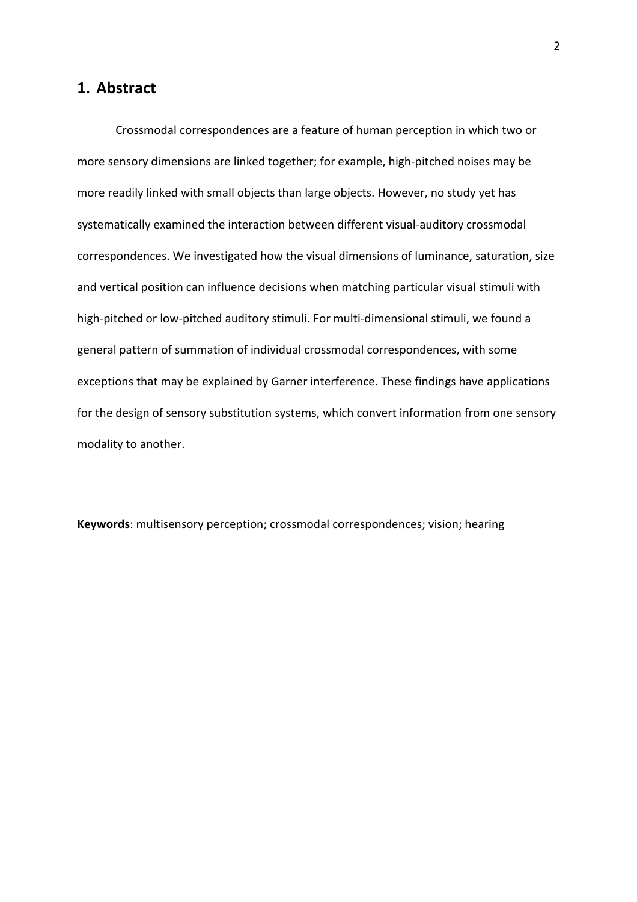## 1. Abstract

Crossmodal correspondences are a feature of human perception in which two or more sensory dimensions are linked together; for example, high-pitched noises may be more readily linked with small objects than large objects. However, no study yet has systematically examined the interaction between different visual-auditory crossmodal correspondences. We investigated how the visual dimensions of luminance, saturation, size and vertical position can influence decisions when matching particular visual stimuli with high-pitched or low-pitched auditory stimuli. For multi-dimensional stimuli, we found a general pattern of summation of individual crossmodal correspondences, with some exceptions that may be explained by Garner interference. These findings have applications for the design of sensory substitution systems, which convert information from one sensory modality to another.

**Keywords**: multisensory perception; crossmodal correspondences; vision; hearing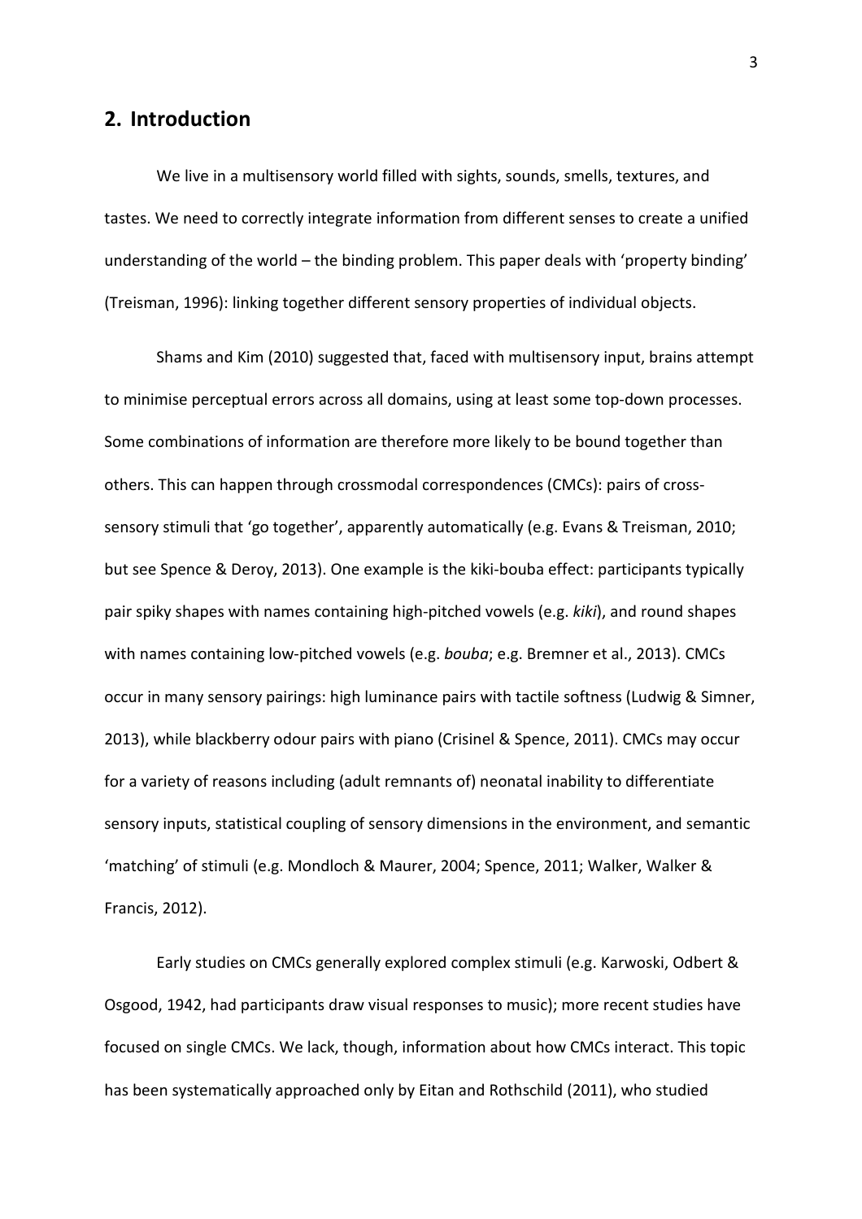## 2. Introduction

We live in a multisensory world filled with sights, sounds, smells, textures, and tastes. We need to correctly integrate information from different senses to create a unified understanding of the world – the binding problem. This paper deals with 'property binding' (Treisman, 1996): linking together different sensory properties of individual objects.

Shams and Kim (2010) suggested that, faced with multisensory input, brains attempt to minimise perceptual errors across all domains, using at least some top-down processes. Some combinations of information are therefore more likely to be bound together than others. This can happen through crossmodal correspondences (CMCs): pairs of cross-sensory stimuli that 'go together', apparently automatically (e.g. Evans & Treisman, 2010; but see Spence & Deroy, 2013). One example is the kiki-bouba effect: participants typically pair spiky shapes with names containing high-pitched vowels (e.g. *kiki*), and round shapes with names containing low-pitched vowels (e.g. *bouba*; e.g. Bremner et al., 2013). CMCs occur in many sensory pairings: high luminance pairs with tactile softness (Ludwig & Simner, 2013), while blackberry odour pairs with piano (Crisinel & Spence, 2011). CMCs may occur for a variety of reasons including (adult remnants of) neonatal inability to differentiate sensory inputs, statistical coupling of sensory dimensions in the environment, and semantic 'matching' of stimuli (e.g. Mondloch & Maurer, 2004; Spence, 2011; Walker, Walker & Francis, 2012).

Early studies on CMCs generally explored complex stimuli (e.g. Karwoski, Odbert & Osgood, 1942, had participants draw visual responses to music); more recent studies have focused on single CMCs. We lack, though, information about how CMCs interact. This topic has been systematically approached only by Eitan and Rothschild (2011), who studied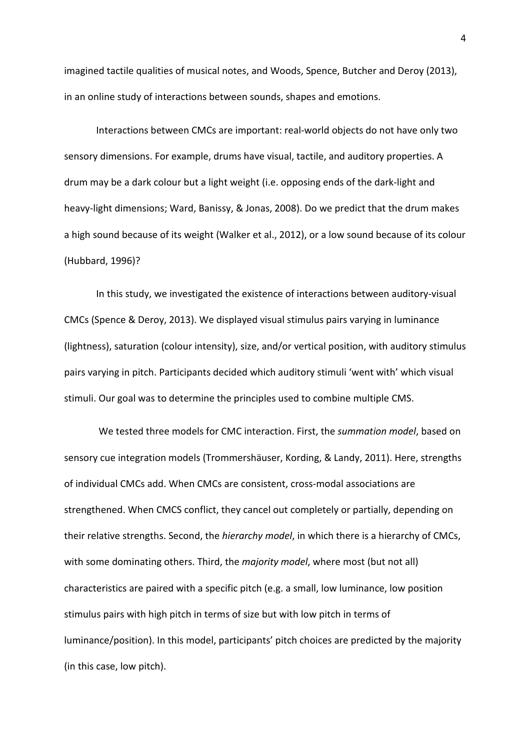imagined tactile qualities of musical notes, and Woods, Spence, Butcher and Deroy (2013), in an online study of interactions between sounds, shapes and emotions.

Interactions between CMCs are important: real-world objects do not have only two sensory dimensions. For example, drums have visual, tactile, and auditory properties. A drum may be a dark colour but a light weight (i.e. opposing ends of the dark-light and heavy-light dimensions; Ward, Banissy, & Jonas, 2008). Do we predict that the drum makes a high sound because of its weight (Walker et al., 2012), or a low sound because of its colour (Hubbard, 1996)?

In this study, we investigated the existence of interactions between auditory-visual CMCs (Spence & Deroy, 2013). We displayed visual stimulus pairs varying in luminance (lightness), saturation (colour intensity), size, and/or vertical position, with auditory stimulus pairs varying in pitch. Participants decided which auditory stimuli 'went with' which visual stimuli. Our goal was to determine the principles used to combine multiple CMS.

We tested three models for CMC interaction. First, the *summation model*, based on sensory cue integration models (Trommershäuser, Kording, & Landy, 2011). Here, strengths of individual CMCs add. When CMCs are consistent, cross-modal associations are strengthened. When CMCS conflict, they cancel out completely or partially, depending on their relative strengths. Second, the *hierarchy model*, in which there is a hierarchy of CMCs, with some dominating others. Third, the *majority model*, where most (but not all) characteristics are paired with a specific pitch (e.g. a small, low luminance, low position stimulus pairs with high pitch in terms of size but with low pitch in terms of luminance/position). In this model, participants' pitch choices are predicted by the majority (in this case, low pitch).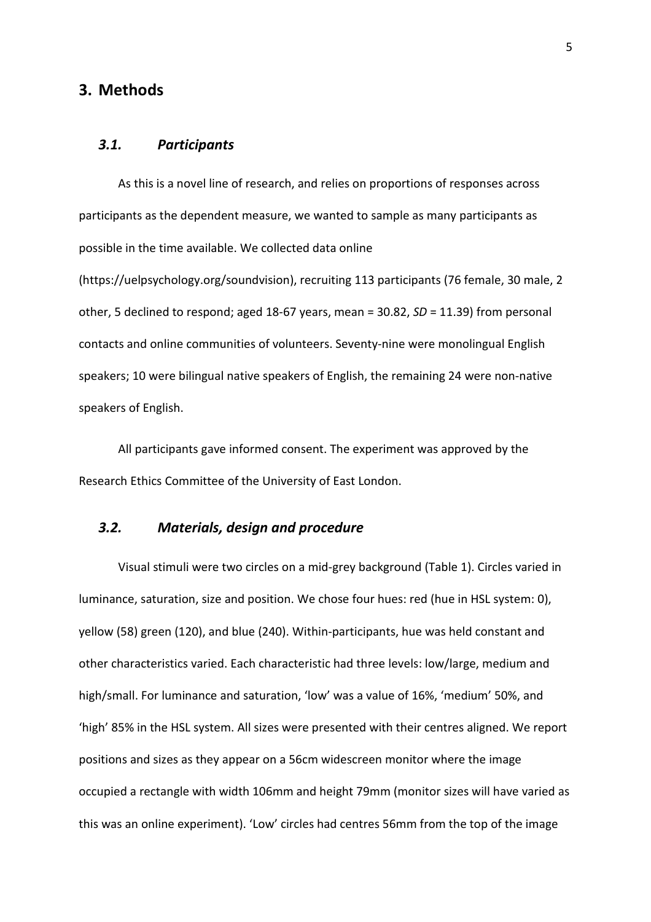## 3. Methods

### *3.1. Participants*

As this is a novel line of research, and relies on proportions of responses across participants as the dependent measure, we wanted to sample as many participants as possible in the time available. We collected data online (https://uelpsychology.org/soundvision), recruiting 113 participants (76 female, 30 male, 2 other, 5 declined to respond; aged 18-67 years, mean = 30.82, *SD* = 11.39) from personal contacts and online communities of volunteers. Seventy-nine were monolingual English speakers; 10 were bilingual native speakers of English, the remaining 24 were non-native speakers of English.

All participants gave informed consent. The experiment was approved by the Research Ethics Committee of the University of East London.

### *3.2. Materials, design and procedure*

Visual stimuli were two circles on a mid-grey background (Table 1). Circles varied in luminance, saturation, size and position. We chose four hues: red (hue in HSL system: 0), yellow (58) green (120), and blue (240). Within-participants, hue was held constant and other characteristics varied. Each characteristic had three levels: low/large, medium and high/small. For luminance and saturation, 'low' was a value of 16%, 'medium' 50%, and 'high' 85% in the HSL system. All sizes were presented with their centres aligned. We report positions and sizes as they appear on a 56cm widescreen monitor where the image occupied a rectangle with width 106mm and height 79mm (monitor sizes will have varied as this was an online experiment). 'Low' circles had centres 56mm from the top of the image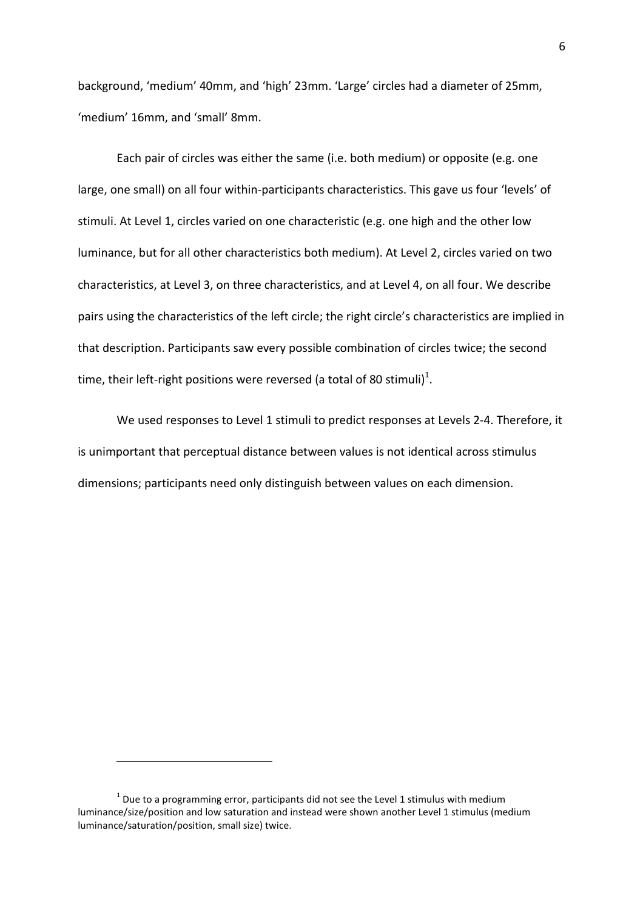background, ‘medium’ 40mm, and ‘high’ 23mm. ‘Large’ circles had a diameter of 25mm, ‘medium’ 16mm, and ‘small’ 8mm.

Each pair of circles was either the same (i.e. both medium) or opposite (e.g. one large, one small) on all four within-participants characteristics. This gave us four ‘levels’ of stimuli. At Level 1, circles varied on one characteristic (e.g. one high and the other low luminance, but for all other characteristics both medium). At Level 2, circles varied on two characteristics, at Level 3, on three characteristics, and at Level 4, on all four. We describe pairs using the characteristics of the left circle; the right circle’s characteristics are implied in that description. Participants saw every possible combination of circles twice; the second time, their left-right positions were reversed (a total of 80 stimuli)[1].

We used responses to Level 1 stimuli to predict responses at Levels 2-4. Therefore, it is unimportant that perceptual distance between values is not identical across stimulus dimensions; participants need only distinguish between values on each dimension.

---

[1] Due to a programming error, participants did not see the Level 1 stimulus with medium luminance/size/position and low saturation and instead were shown another Level 1 stimulus (medium luminance/saturation/position, small size) twice.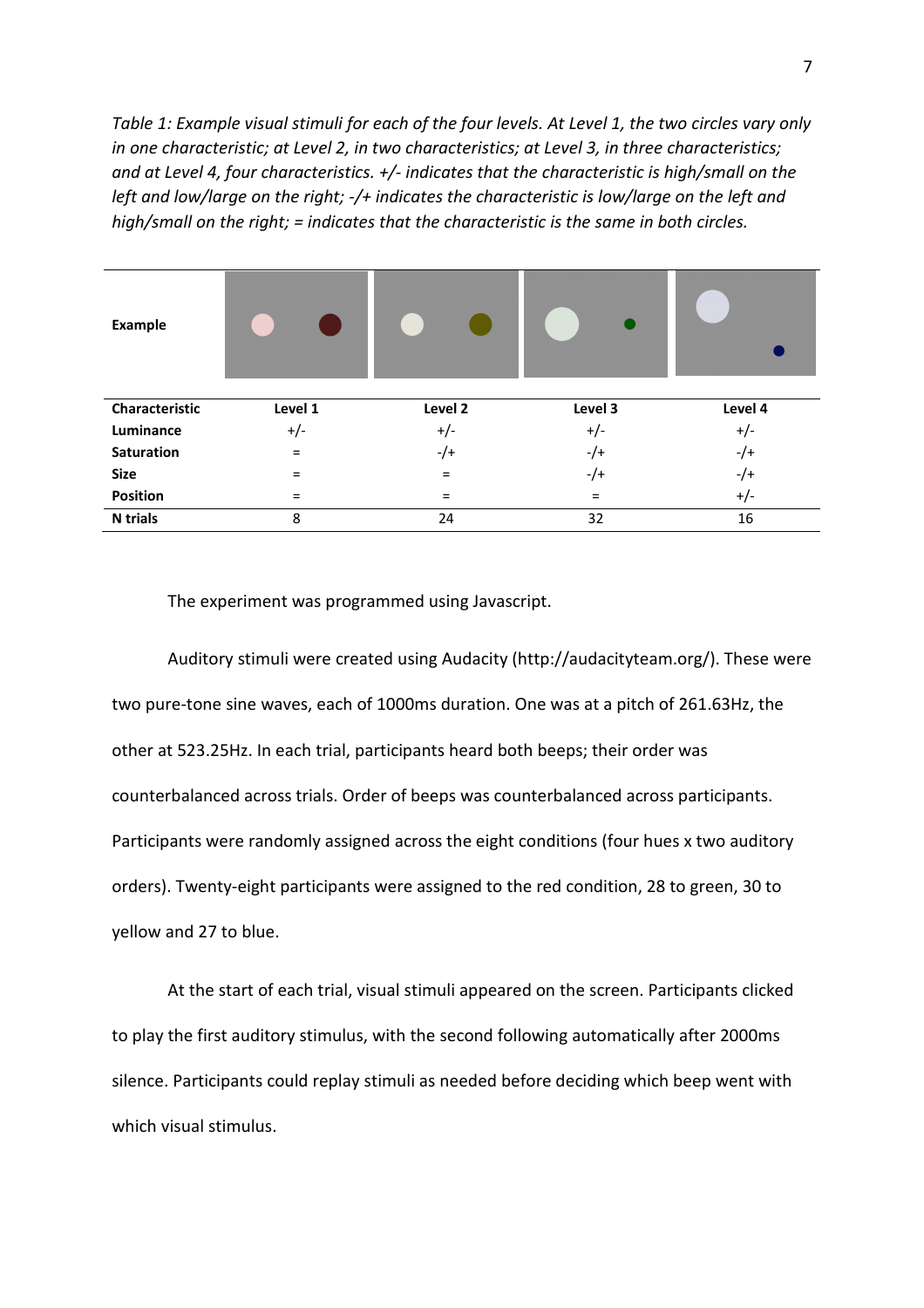*Table 1: Example visual stimuli for each of the four levels. At Level 1, the two circles vary only in one characteristic; at Level 2, in two characteristics; at Level 3, in three characteristics; and at Level 4, four characteristics. +/- indicates that the characteristic is high/small on the left and low/large on the right; -/+ indicates the characteristic is low/large on the left and high/small on the right; = indicates that the characteristic is the same in both circles.*

| **Example** | | | | |
|---|---|---|---|---|
| **Characteristic** | **Level 1** | **Level 2** | **Level 3** | **Level 4** |
| **Luminance** | +/- | +/- | +/- | +/- |
| **Saturation** | = | -/+ | -/+ | -/+ |
| **Size** | = | = | -/+ | -/+ |
| **Position** | = | = | = | +/- |
| **N trials** | 8 | 24 | 32 | 16 |

The experiment was programmed using Javascript.

Auditory stimuli were created using Audacity (http://audacityteam.org/). These were two pure-tone sine waves, each of 1000ms duration. One was at a pitch of 261.63Hz, the other at 523.25Hz. In each trial, participants heard both beeps; their order was counterbalanced across trials. Order of beeps was counterbalanced across participants. Participants were randomly assigned across the eight conditions (four hues x two auditory orders). Twenty-eight participants were assigned to the red condition, 28 to green, 30 to yellow and 27 to blue.

At the start of each trial, visual stimuli appeared on the screen. Participants clicked to play the first auditory stimulus, with the second following automatically after 2000ms silence. Participants could replay stimuli as needed before deciding which beep went with which visual stimulus.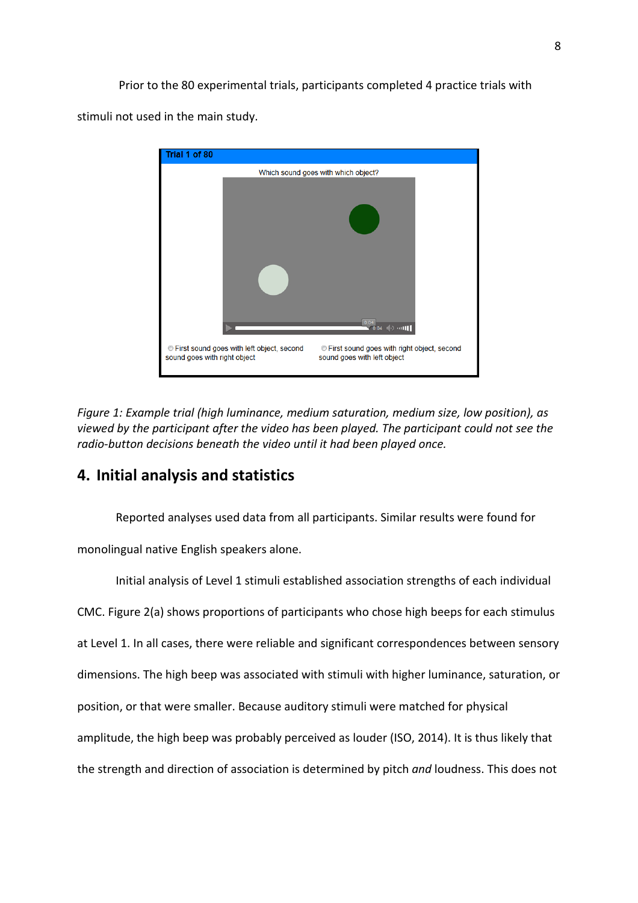Prior to the 80 experimental trials, participants completed 4 practice trials with stimuli not used in the main study.

*Figure 1: Example trial (high luminance, medium saturation, medium size, low position), as viewed by the participant after the video has been played. The participant could not see the radio-button decisions beneath the video until it had been played once.*

## 4. Initial analysis and statistics

Reported analyses used data from all participants. Similar results were found for monolingual native English speakers alone.

Initial analysis of Level 1 stimuli established association strengths of each individual CMC. Figure 2(a) shows proportions of participants who chose high beeps for each stimulus at Level 1. In all cases, there were reliable and significant correspondences between sensory dimensions. The high beep was associated with stimuli with higher luminance, saturation, or position, or that were smaller. Because auditory stimuli were matched for physical amplitude, the high beep was probably perceived as louder (ISO, 2014). It is thus likely that the strength and direction of association is determined by pitch *and* loudness. This does not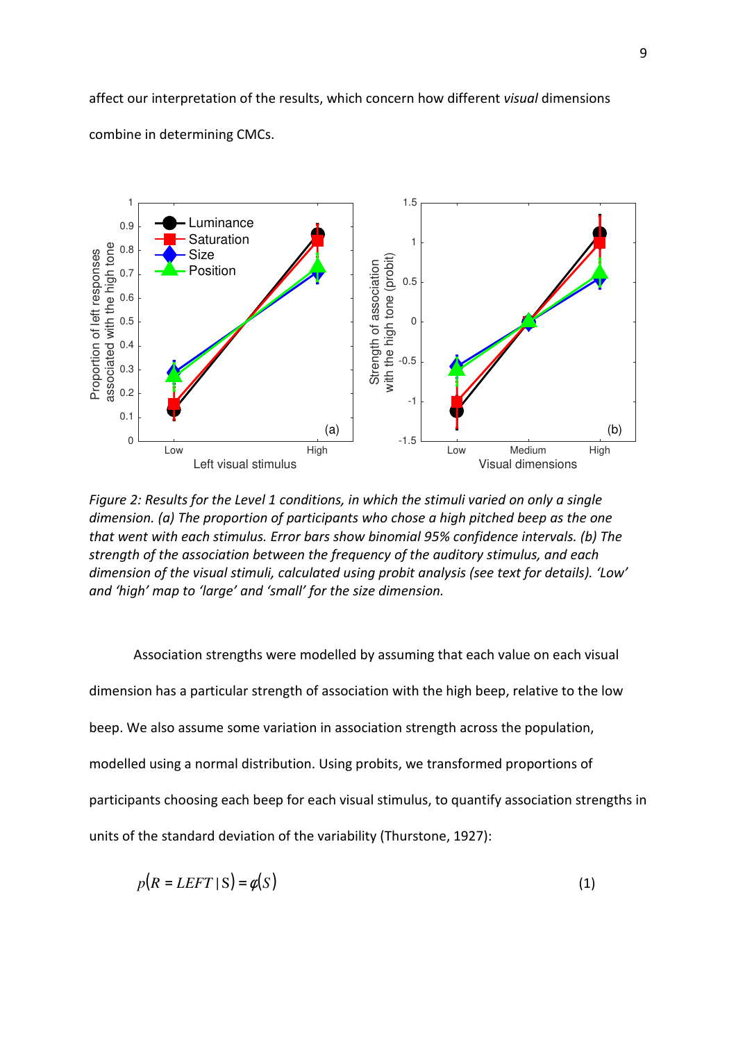affect our interpretation of the results, which concern how different *visual* dimensions combine in determining CMCs.

*Figure 2: Results for the Level 1 conditions, in which the stimuli varied on only a single dimension. (a) The proportion of participants who chose a high pitched beep as the one that went with each stimulus. Error bars show binomial 95% confidence intervals. (b) The strength of the association between the frequency of the auditory stimulus, and each dimension of the visual stimuli, calculated using probit analysis (see text for details). 'Low' and 'high' map to 'large' and 'small' for the size dimension.*

Association strengths were modelled by assuming that each value on each visual dimension has a particular strength of association with the high beep, relative to the low beep. We also assume some variation in association strength across the population, modelled using a normal distribution. Using probits, we transformed proportions of participants choosing each beep for each visual stimulus, to quantify association strengths in units of the standard deviation of the variability (Thurstone, 1927):

$$p(R = LEFT \mid S) = \phi(S) \tag{1}$$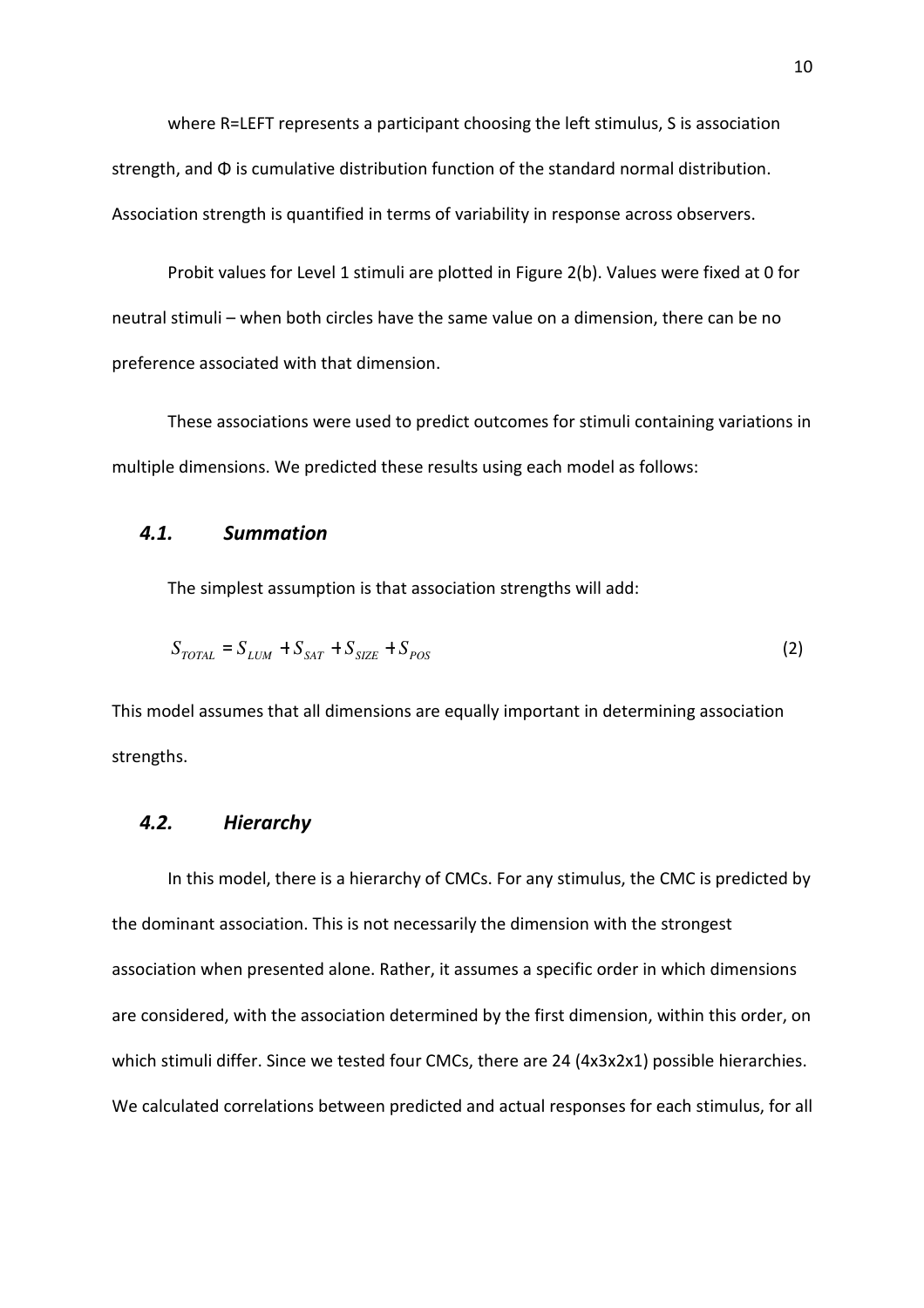where R=LEFT represents a participant choosing the left stimulus, S is association strength, and $\Phi$ is cumulative distribution function of the standard normal distribution. Association strength is quantified in terms of variability in response across observers.

Probit values for Level 1 stimuli are plotted in Figure 2(b). Values were fixed at 0 for neutral stimuli – when both circles have the same value on a dimension, there can be no preference associated with that dimension.

These associations were used to predict outcomes for stimuli containing variations in multiple dimensions. We predicted these results using each model as follows:

### *4.1. Summation*

The simplest assumption is that association strengths will add:

$$S_{TOTAL} = S_{LUM} + S_{SAT} + S_{SIZE} + S_{POS} \tag{2}$$

This model assumes that all dimensions are equally important in determining association strengths.

### *4.2. Hierarchy*

In this model, there is a hierarchy of CMCs. For any stimulus, the CMC is predicted by the dominant association. This is not necessarily the dimension with the strongest association when presented alone. Rather, it assumes a specific order in which dimensions are considered, with the association determined by the first dimension, within this order, on which stimuli differ. Since we tested four CMCs, there are 24 (4x3x2x1) possible hierarchies. We calculated correlations between predicted and actual responses for each stimulus, for all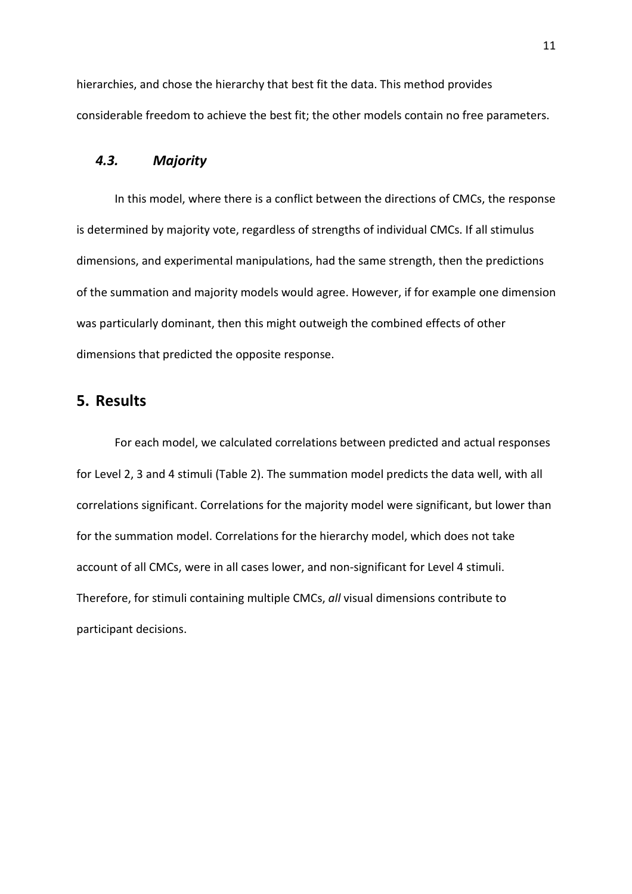hierarchies, and chose the hierarchy that best fit the data. This method provides considerable freedom to achieve the best fit; the other models contain no free parameters.

### *4.3. Majority*

In this model, where there is a conflict between the directions of CMCs, the response is determined by majority vote, regardless of strengths of individual CMCs. If all stimulus dimensions, and experimental manipulations, had the same strength, then the predictions of the summation and majority models would agree. However, if for example one dimension was particularly dominant, then this might outweigh the combined effects of other dimensions that predicted the opposite response.

## 5. Results

For each model, we calculated correlations between predicted and actual responses for Level 2, 3 and 4 stimuli (Table 2). The summation model predicts the data well, with all correlations significant. Correlations for the majority model were significant, but lower than for the summation model. Correlations for the hierarchy model, which does not take account of all CMCs, were in all cases lower, and non-significant for Level 4 stimuli. Therefore, for stimuli containing multiple CMCs, *all* visual dimensions contribute to participant decisions.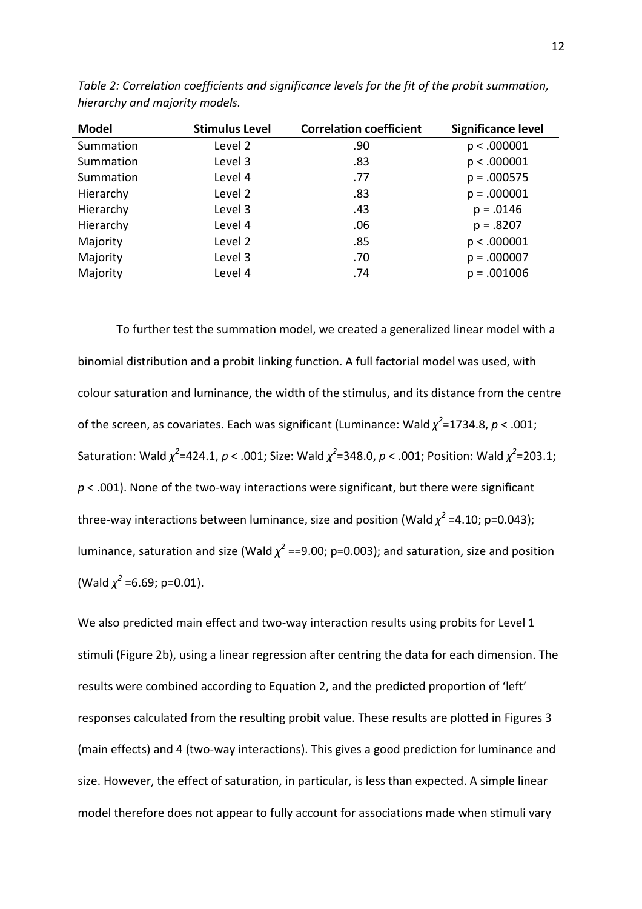*Table 2: Correlation coefficients and significance levels for the fit of the probit summation, hierarchy and majority models.*

| Model | Stimulus Level | Correlation coefficient | Significance level |
|---|---|---|---|
| Summation | Level 2 | .90 | $p < .000001$ |
| Summation | Level 3 | .83 | $p < .000001$ |
| Summation | Level 4 | .77 | $p = .000575$ |
| Hierarchy | Level 2 | .83 | $p = .000001$ |
| Hierarchy | Level 3 | .43 | $p = .0146$ |
| Hierarchy | Level 4 | .06 | $p = .8207$ |
| Majority | Level 2 | .85 | $p < .000001$ |
| Majority | Level 3 | .70 | $p = .000007$ |
| Majority | Level 4 | .74 | $p = .001006$ |

To further test the summation model, we created a generalized linear model with a binomial distribution and a probit linking function. A full factorial model was used, with colour saturation and luminance, the width of the stimulus, and its distance from the centre of the screen, as covariates. Each was significant (Luminance: Wald $\chi^2$=1734.8, $p < .001$; Saturation: Wald $\chi^2$=424.1, $p < .001$; Size: Wald $\chi^2$=348.0, $p < .001$; Position: Wald $\chi^2$=203.1; $p < .001$). None of the two-way interactions were significant, but there were significant three-way interactions between luminance, size and position (Wald $\chi^2$ =4.10; p=0.043); luminance, saturation and size (Wald $\chi^2$ ==9.00; p=0.003); and saturation, size and position (Wald $\chi^2$ =6.69; p=0.01).

We also predicted main effect and two-way interaction results using probits for Level 1 stimuli (Figure 2b), using a linear regression after centring the data for each dimension. The results were combined according to Equation 2, and the predicted proportion of 'left' responses calculated from the resulting probit value. These results are plotted in Figures 3 (main effects) and 4 (two-way interactions). This gives a good prediction for luminance and size. However, the effect of saturation, in particular, is less than expected. A simple linear model therefore does not appear to fully account for associations made when stimuli vary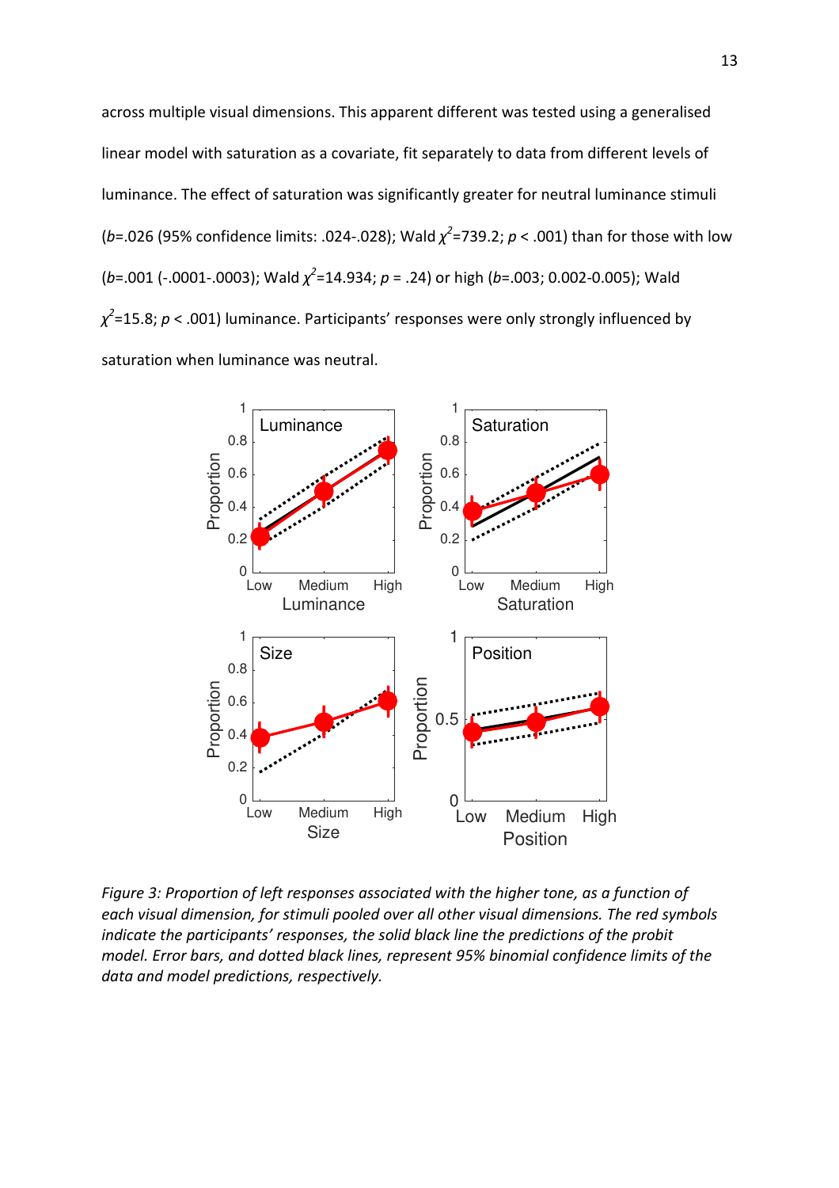across multiple visual dimensions. This apparent different was tested using a generalised linear model with saturation as a covariate, fit separately to data from different levels of luminance. The effect of saturation was significantly greater for neutral luminance stimuli ($b$=.026 (95% confidence limits: .024-.028); Wald $\chi^2$=739.2; $p$ < .001) than for those with low ($b$=.001 (-.0001-.0003); Wald $\chi^2$=14.934; $p$ = .24) or high ($b$=.003; 0.002-0.005); Wald $\chi^2$=15.8; $p$ < .001) luminance. Participants' responses were only strongly influenced by saturation when luminance was neutral.

*Figure 3: Proportion of left responses associated with the higher tone, as a function of each visual dimension, for stimuli pooled over all other visual dimensions. The red symbols indicate the participants' responses, the solid black line the predictions of the probit model. Error bars, and dotted black lines, represent 95% binomial confidence limits of the data and model predictions, respectively.*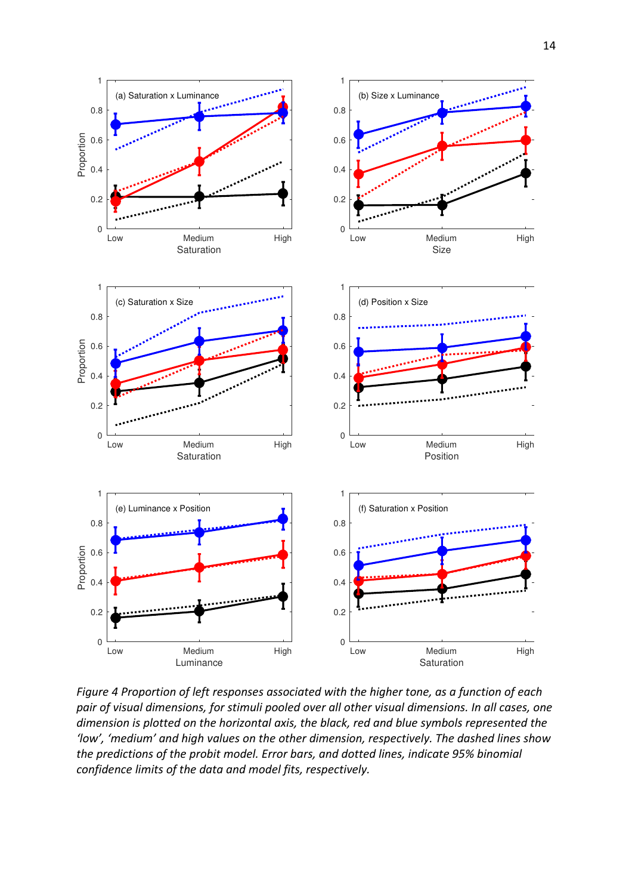*Figure 4 Proportion of left responses associated with the higher tone, as a function of each pair of visual dimensions, for stimuli pooled over all other visual dimensions. In all cases, one dimension is plotted on the horizontal axis, the black, red and blue symbols represented the 'low', 'medium' and high values on the other dimension, respectively. The dashed lines show the predictions of the probit model. Error bars, and dotted lines, indicate 95% binomial confidence limits of the data and model fits, respectively.*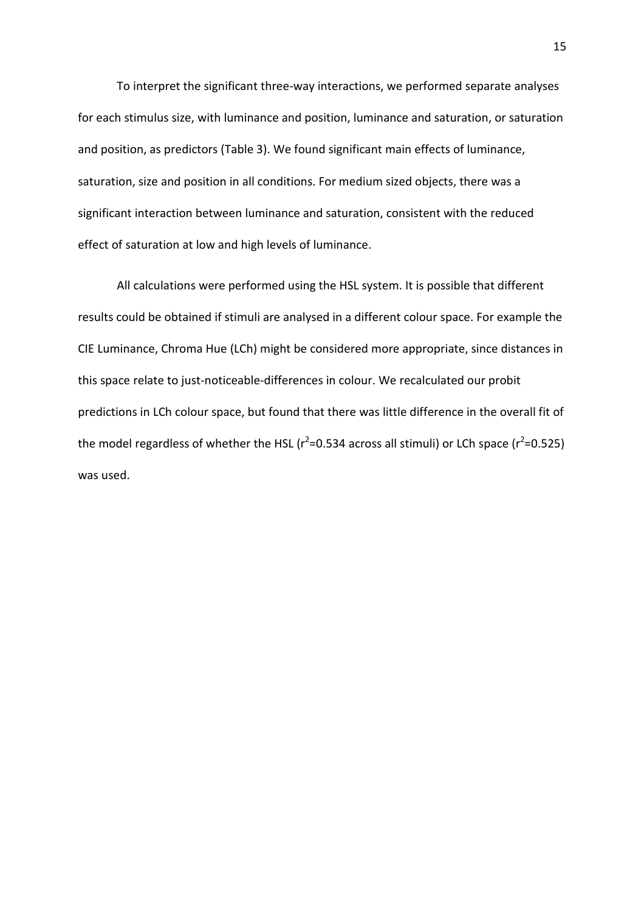To interpret the significant three-way interactions, we performed separate analyses for each stimulus size, with luminance and position, luminance and saturation, or saturation and position, as predictors (Table 3). We found significant main effects of luminance, saturation, size and position in all conditions. For medium sized objects, there was a significant interaction between luminance and saturation, consistent with the reduced effect of saturation at low and high levels of luminance.

All calculations were performed using the HSL system. It is possible that different results could be obtained if stimuli are analysed in a different colour space. For example the CIE Luminance, Chroma Hue (LCh) might be considered more appropriate, since distances in this space relate to just-noticeable-differences in colour. We recalculated our probit predictions in LCh colour space, but found that there was little difference in the overall fit of the model regardless of whether the HSL ($r^2$=0.534 across all stimuli) or LCh space ($r^2$=0.525) was used.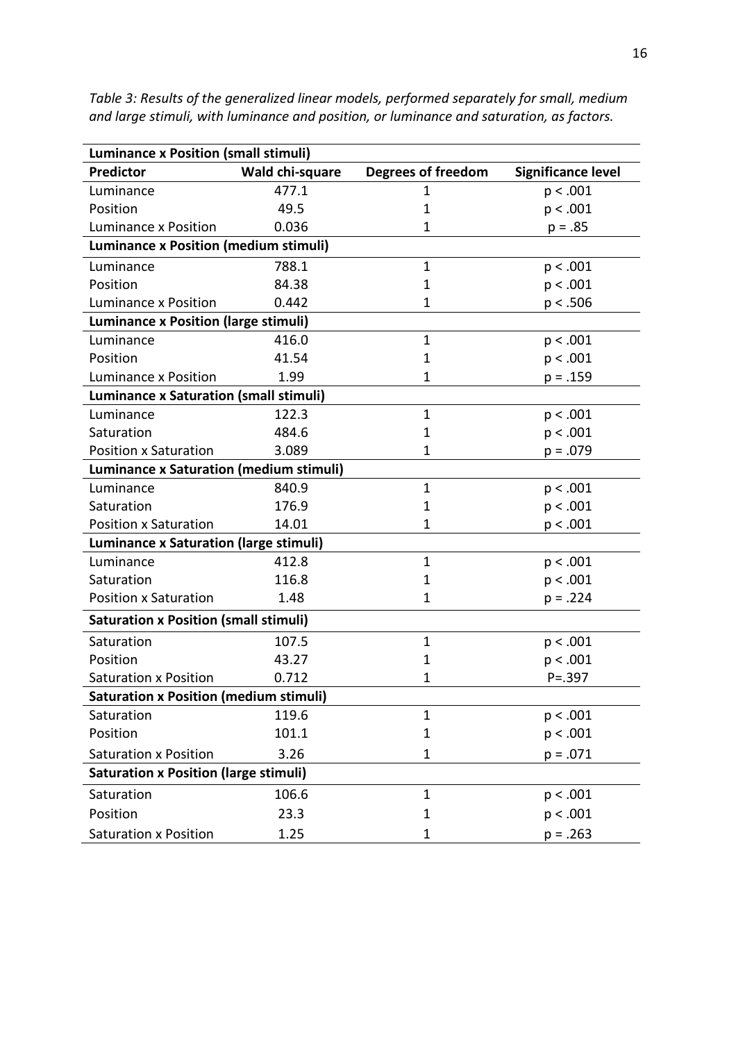*Table 3: Results of the generalized linear models, performed separately for small, medium and large stimuli, with luminance and position, or luminance and saturation, as factors.*

| **Luminance x Position (small stimuli)** | | | |
|---|---|---|---|
| **Predictor** | **Wald chi-square** | **Degrees of freedom** | **Significance level** |
| Luminance | 477.1 | 1 | p < .001 |
| Position | 49.5 | 1 | p < .001 |
| Luminance x Position | 0.036 | 1 | p = .85 |
| **Luminance x Position (medium stimuli)** | | | |
| Luminance | 788.1 | 1 | p < .001 |
| Position | 84.38 | 1 | p < .001 |
| Luminance x Position | 0.442 | 1 | p < .506 |
| **Luminance x Position (large stimuli)** | | | |
| Luminance | 416.0 | 1 | p < .001 |
| Position | 41.54 | 1 | p < .001 |
| Luminance x Position | 1.99 | 1 | p = .159 |
| **Luminance x Saturation (small stimuli)** | | | |
| Luminance | 122.3 | 1 | p < .001 |
| Saturation | 484.6 | 1 | p < .001 |
| Position x Saturation | 3.089 | 1 | p = .079 |
| **Luminance x Saturation (medium stimuli)** | | | |
| Luminance | 840.9 | 1 | p < .001 |
| Saturation | 176.9 | 1 | p < .001 |
| Position x Saturation | 14.01 | 1 | p < .001 |
| **Luminance x Saturation (large stimuli)** | | | |
| Luminance | 412.8 | 1 | p < .001 |
| Saturation | 116.8 | 1 | p < .001 |
| Position x Saturation | 1.48 | 1 | p = .224 |
| **Saturation x Position (small stimuli)** | | | |
| Saturation | 107.5 | 1 | p < .001 |
| Position | 43.27 | 1 | p < .001 |
| Saturation x Position | 0.712 | 1 | P=.397 |
| **Saturation x Position (medium stimuli)** | | | |
| Saturation | 119.6 | 1 | p < .001 |
| Position | 101.1 | 1 | p < .001 |
| Saturation x Position | 3.26 | 1 | p = .071 |
| **Saturation x Position (large stimuli)** | | | |
| Saturation | 106.6 | 1 | p < .001 |
| Position | 23.3 | 1 | p < .001 |
| Saturation x Position | 1.25 | 1 | p = .263 |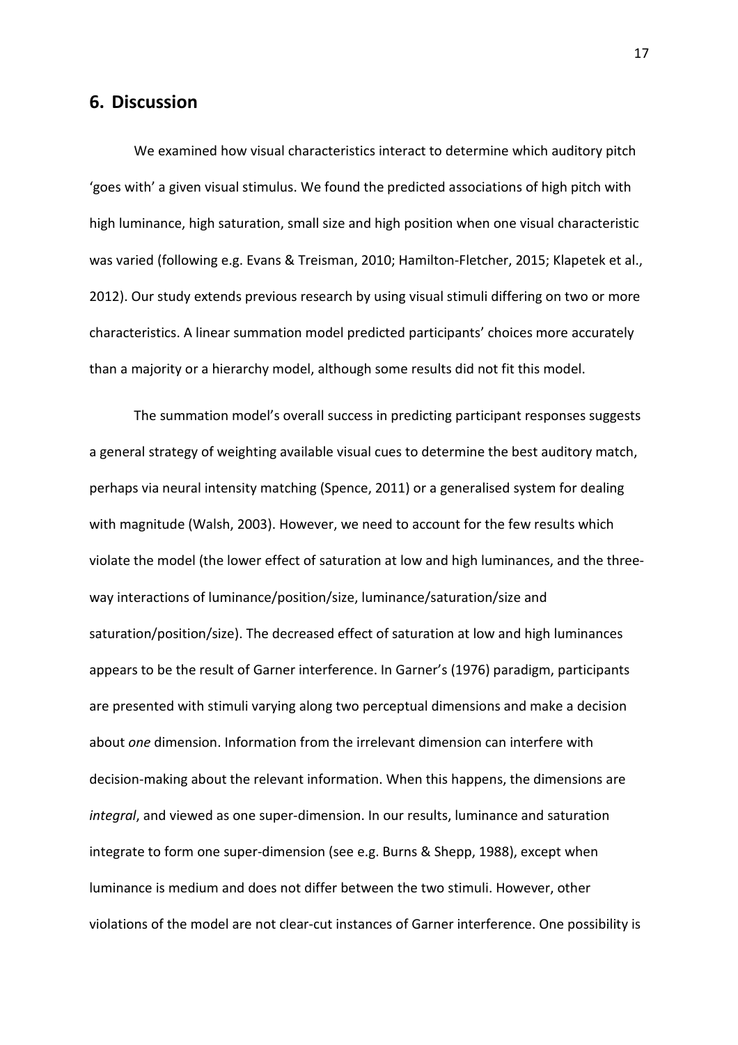## 6. Discussion

We examined how visual characteristics interact to determine which auditory pitch 'goes with' a given visual stimulus. We found the predicted associations of high pitch with high luminance, high saturation, small size and high position when one visual characteristic was varied (following e.g. Evans & Treisman, 2010; Hamilton-Fletcher, 2015; Klapetek et al., 2012). Our study extends previous research by using visual stimuli differing on two or more characteristics. A linear summation model predicted participants' choices more accurately than a majority or a hierarchy model, although some results did not fit this model.

The summation model's overall success in predicting participant responses suggests a general strategy of weighting available visual cues to determine the best auditory match, perhaps via neural intensity matching (Spence, 2011) or a generalised system for dealing with magnitude (Walsh, 2003). However, we need to account for the few results which violate the model (the lower effect of saturation at low and high luminances, and the three-way interactions of luminance/position/size, luminance/saturation/size and saturation/position/size). The decreased effect of saturation at low and high luminances appears to be the result of Garner interference. In Garner's (1976) paradigm, participants are presented with stimuli varying along two perceptual dimensions and make a decision about *one* dimension. Information from the irrelevant dimension can interfere with decision-making about the relevant information. When this happens, the dimensions are *integral*, and viewed as one super-dimension. In our results, luminance and saturation integrate to form one super-dimension (see e.g. Burns & Shepp, 1988), except when luminance is medium and does not differ between the two stimuli. However, other violations of the model are not clear-cut instances of Garner interference. One possibility is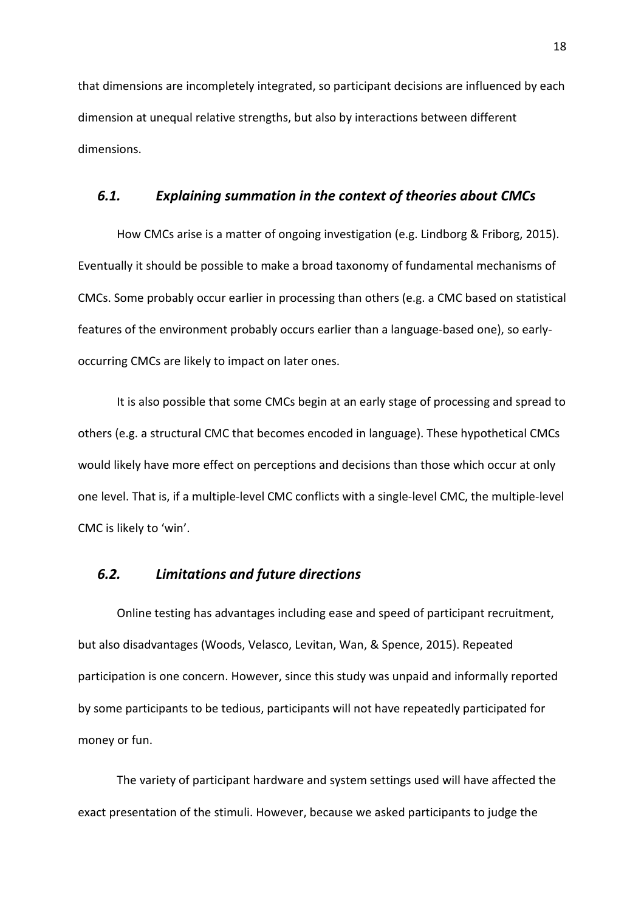that dimensions are incompletely integrated, so participant decisions are influenced by each dimension at unequal relative strengths, but also by interactions between different dimensions.

## *6.1. Explaining summation in the context of theories about CMCs*

How CMCs arise is a matter of ongoing investigation (e.g. Lindborg & Friborg, 2015). Eventually it should be possible to make a broad taxonomy of fundamental mechanisms of CMCs. Some probably occur earlier in processing than others (e.g. a CMC based on statistical features of the environment probably occurs earlier than a language-based one), so early-occurring CMCs are likely to impact on later ones.

It is also possible that some CMCs begin at an early stage of processing and spread to others (e.g. a structural CMC that becomes encoded in language). These hypothetical CMCs would likely have more effect on perceptions and decisions than those which occur at only one level. That is, if a multiple-level CMC conflicts with a single-level CMC, the multiple-level CMC is likely to 'win'.

## *6.2. Limitations and future directions*

Online testing has advantages including ease and speed of participant recruitment, but also disadvantages (Woods, Velasco, Levitan, Wan, & Spence, 2015). Repeated participation is one concern. However, since this study was unpaid and informally reported by some participants to be tedious, participants will not have repeatedly participated for money or fun.

The variety of participant hardware and system settings used will have affected the exact presentation of the stimuli. However, because we asked participants to judge the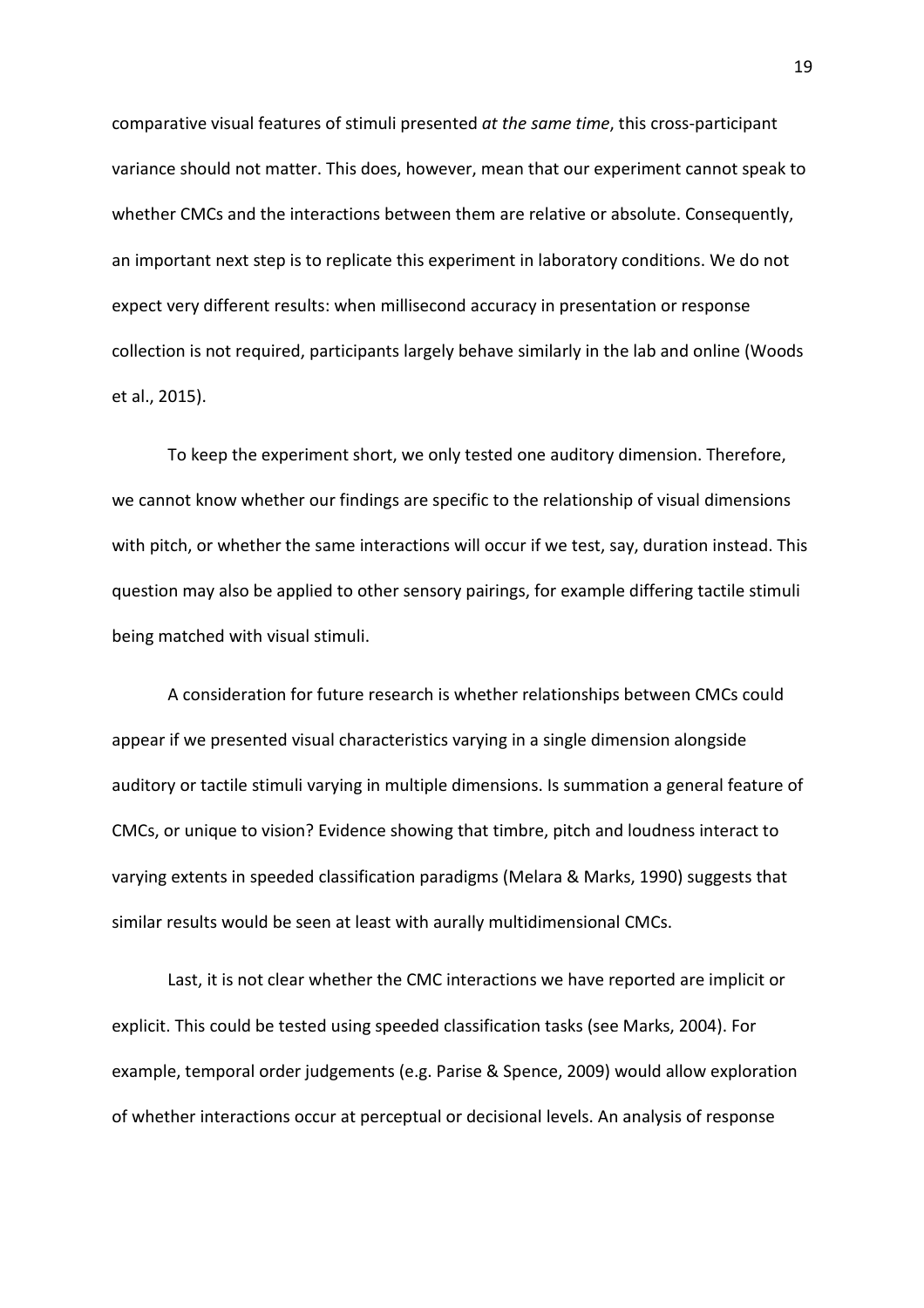comparative visual features of stimuli presented *at the same time*, this cross-participant variance should not matter. This does, however, mean that our experiment cannot speak to whether CMCs and the interactions between them are relative or absolute. Consequently, an important next step is to replicate this experiment in laboratory conditions. We do not expect very different results: when millisecond accuracy in presentation or response collection is not required, participants largely behave similarly in the lab and online (Woods et al., 2015).

To keep the experiment short, we only tested one auditory dimension. Therefore, we cannot know whether our findings are specific to the relationship of visual dimensions with pitch, or whether the same interactions will occur if we test, say, duration instead. This question may also be applied to other sensory pairings, for example differing tactile stimuli being matched with visual stimuli.

A consideration for future research is whether relationships between CMCs could appear if we presented visual characteristics varying in a single dimension alongside auditory or tactile stimuli varying in multiple dimensions. Is summation a general feature of CMCs, or unique to vision? Evidence showing that timbre, pitch and loudness interact to varying extents in speeded classification paradigms (Melara & Marks, 1990) suggests that similar results would be seen at least with aurally multidimensional CMCs.

Last, it is not clear whether the CMC interactions we have reported are implicit or explicit. This could be tested using speeded classification tasks (see Marks, 2004). For example, temporal order judgements (e.g. Parise & Spence, 2009) would allow exploration of whether interactions occur at perceptual or decisional levels. An analysis of response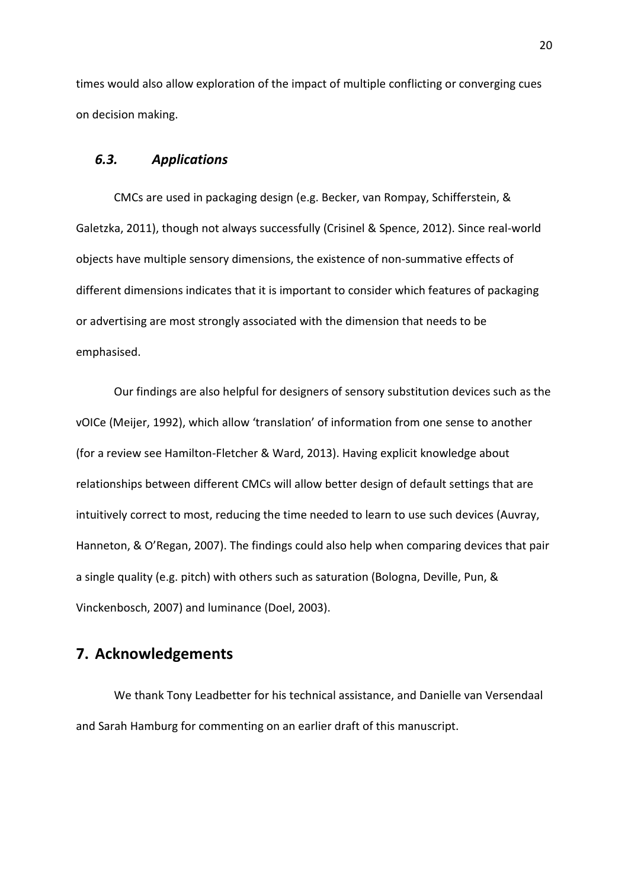times would also allow exploration of the impact of multiple conflicting or converging cues on decision making.

### *6.3. Applications*

CMCs are used in packaging design (e.g. Becker, van Rompay, Schifferstein, & Galetzka, 2011), though not always successfully (Crisinel & Spence, 2012). Since real-world objects have multiple sensory dimensions, the existence of non-summative effects of different dimensions indicates that it is important to consider which features of packaging or advertising are most strongly associated with the dimension that needs to be emphasised.

Our findings are also helpful for designers of sensory substitution devices such as the vOICe (Meijer, 1992), which allow 'translation' of information from one sense to another (for a review see Hamilton-Fletcher & Ward, 2013). Having explicit knowledge about relationships between different CMCs will allow better design of default settings that are intuitively correct to most, reducing the time needed to learn to use such devices (Auvray, Hanneton, & O'Regan, 2007). The findings could also help when comparing devices that pair a single quality (e.g. pitch) with others such as saturation (Bologna, Deville, Pun, & Vinckenbosch, 2007) and luminance (Doel, 2003).

## 7. Acknowledgements

We thank Tony Leadbetter for his technical assistance, and Danielle van Versendaal and Sarah Hamburg for commenting on an earlier draft of this manuscript.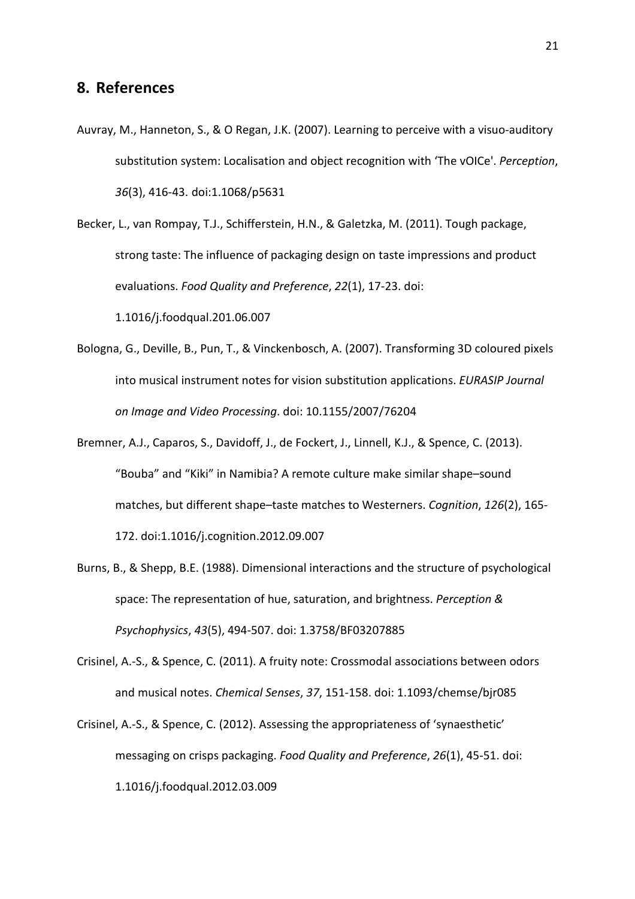## 8. References

Auvray, M., Hanneton, S., & O Regan, J.K. (2007). Learning to perceive with a visuo-auditory substitution system: Localisation and object recognition with 'The vOICe'. *Perception*, *36*(3), 416-43. doi:1.1068/p5631

Becker, L., van Rompay, T.J., Schifferstein, H.N., & Galetzka, M. (2011). Tough package, strong taste: The influence of packaging design on taste impressions and product evaluations. *Food Quality and Preference*, *22*(1), 17-23. doi: 1.1016/j.foodqual.201.06.007

Bologna, G., Deville, B., Pun, T., & Vinckenbosch, A. (2007). Transforming 3D coloured pixels into musical instrument notes for vision substitution applications. *EURASIP Journal on Image and Video Processing*. doi: 10.1155/2007/76204

Bremner, A.J., Caparos, S., Davidoff, J., de Fockert, J., Linnell, K.J., & Spence, C. (2013). "Bouba" and "Kiki" in Namibia? A remote culture make similar shape–sound matches, but different shape–taste matches to Westerners. *Cognition*, *126*(2), 165-172. doi:1.1016/j.cognition.2012.09.007

Burns, B., & Shepp, B.E. (1988). Dimensional interactions and the structure of psychological space: The representation of hue, saturation, and brightness. *Perception & Psychophysics*, *43*(5), 494-507. doi: 1.3758/BF03207885

Crisinel, A.-S., & Spence, C. (2011). A fruity note: Crossmodal associations between odors and musical notes. *Chemical Senses*, *37*, 151-158. doi: 1.1093/chemse/bjr085

Crisinel, A.-S., & Spence, C. (2012). Assessing the appropriateness of 'synaesthetic' messaging on crisps packaging. *Food Quality and Preference*, *26*(1), 45-51. doi: 1.1016/j.foodqual.2012.03.009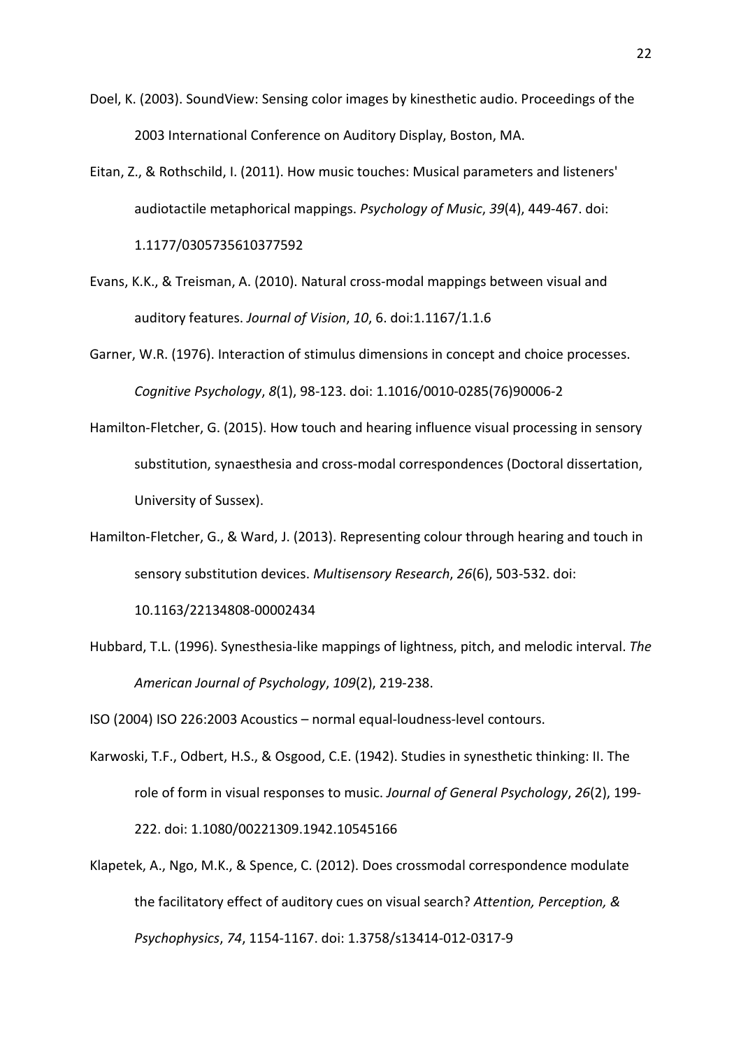Doel, K. (2003). SoundView: Sensing color images by kinesthetic audio. Proceedings of the 2003 International Conference on Auditory Display, Boston, MA.

Eitan, Z., & Rothschild, I. (2011). How music touches: Musical parameters and listeners' audiotactile metaphorical mappings. *Psychology of Music*, *39*(4), 449-467. doi: 1.1177/0305735610377592

Evans, K.K., & Treisman, A. (2010). Natural cross-modal mappings between visual and auditory features. *Journal of Vision*, *10*, 6. doi:1.1167/1.1.6

Garner, W.R. (1976). Interaction of stimulus dimensions in concept and choice processes. *Cognitive Psychology*, *8*(1), 98-123. doi: 1.1016/0010-0285(76)90006-2

Hamilton-Fletcher, G. (2015). How touch and hearing influence visual processing in sensory substitution, synaesthesia and cross-modal correspondences (Doctoral dissertation, University of Sussex).

Hamilton-Fletcher, G., & Ward, J. (2013). Representing colour through hearing and touch in sensory substitution devices. *Multisensory Research*, *26*(6), 503-532. doi: 10.1163/22134808-00002434

Hubbard, T.L. (1996). Synesthesia-like mappings of lightness, pitch, and melodic interval. *The American Journal of Psychology*, *109*(2), 219-238.

ISO (2004) ISO 226:2003 Acoustics – normal equal-loudness-level contours.

Karwoski, T.F., Odbert, H.S., & Osgood, C.E. (1942). Studies in synesthetic thinking: II. The role of form in visual responses to music. *Journal of General Psychology*, *26*(2), 199-222. doi: 1.1080/00221309.1942.10545166

Klapetek, A., Ngo, M.K., & Spence, C. (2012). Does crossmodal correspondence modulate the facilitatory effect of auditory cues on visual search? *Attention, Perception, & Psychophysics*, *74*, 1154-1167. doi: 1.3758/s13414-012-0317-9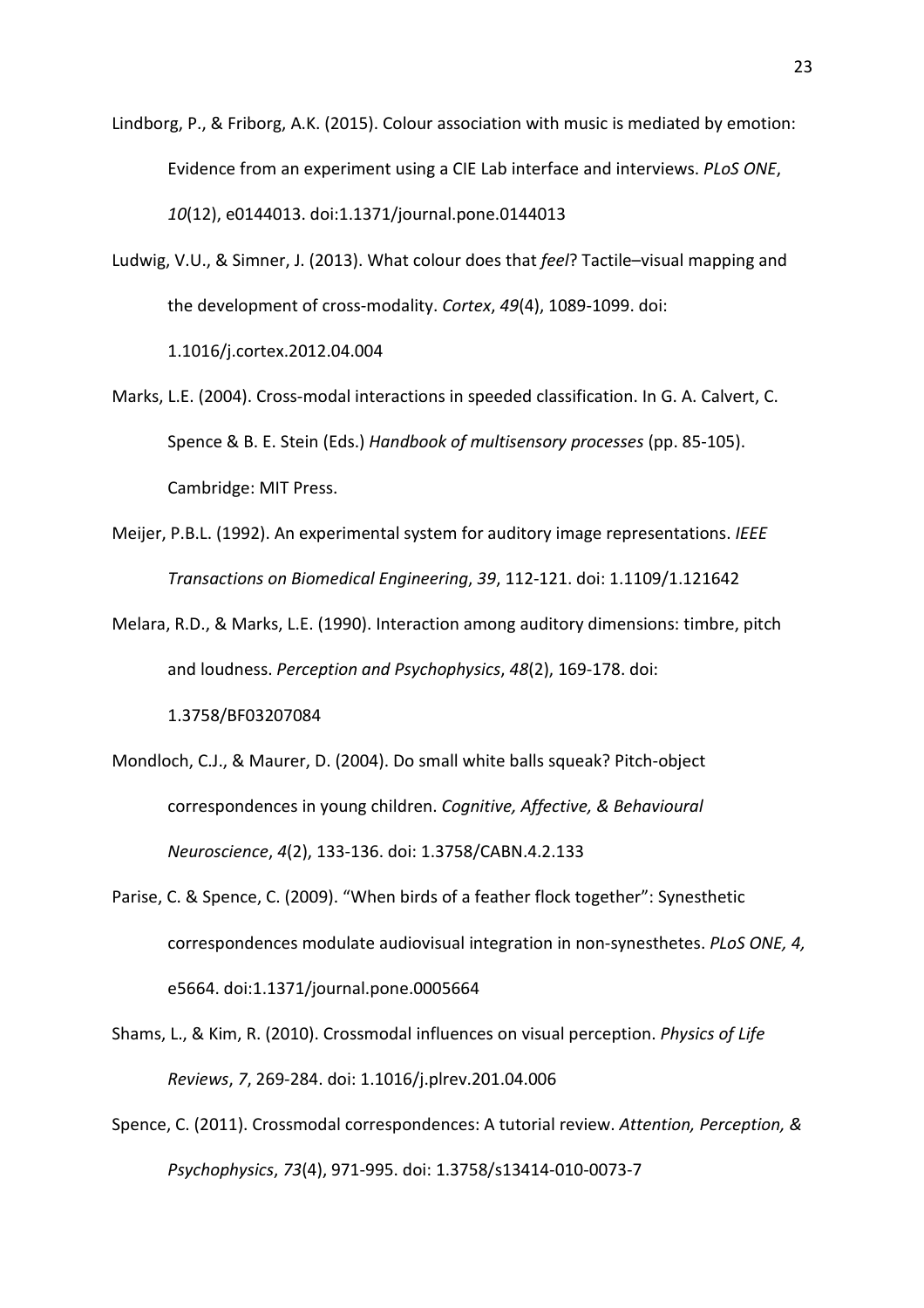Lindborg, P., & Friborg, A.K. (2015). Colour association with music is mediated by emotion: Evidence from an experiment using a CIE Lab interface and interviews. *PLoS ONE*, *10*(12), e0144013. doi:1.1371/journal.pone.0144013

Ludwig, V.U., & Simner, J. (2013). What colour does that *feel*? Tactile–visual mapping and the development of cross-modality. *Cortex*, *49*(4), 1089-1099. doi: 1.1016/j.cortex.2012.04.004

Marks, L.E. (2004). Cross-modal interactions in speeded classification. In G. A. Calvert, C. Spence & B. E. Stein (Eds.) *Handbook of multisensory processes* (pp. 85-105). Cambridge: MIT Press.

Meijer, P.B.L. (1992). An experimental system for auditory image representations. *IEEE Transactions on Biomedical Engineering*, *39*, 112-121. doi: 1.1109/1.121642

Melara, R.D., & Marks, L.E. (1990). Interaction among auditory dimensions: timbre, pitch and loudness. *Perception and Psychophysics*, *48*(2), 169-178. doi: 1.3758/BF03207084

Mondloch, C.J., & Maurer, D. (2004). Do small white balls squeak? Pitch-object correspondences in young children. *Cognitive, Affective, & Behavioural Neuroscience*, *4*(2), 133-136. doi: 1.3758/CABN.4.2.133

Parise, C. & Spence, C. (2009). "When birds of a feather flock together": Synesthetic correspondences modulate audiovisual integration in non-synesthetes. *PLoS ONE, 4,* e5664. doi:1.1371/journal.pone.0005664

Shams, L., & Kim, R. (2010). Crossmodal influences on visual perception. *Physics of Life Reviews*, *7*, 269-284. doi: 1.1016/j.plrev.201.04.006

Spence, C. (2011). Crossmodal correspondences: A tutorial review. *Attention, Perception, & Psychophysics*, *73*(4), 971-995. doi: 1.3758/s13414-010-0073-7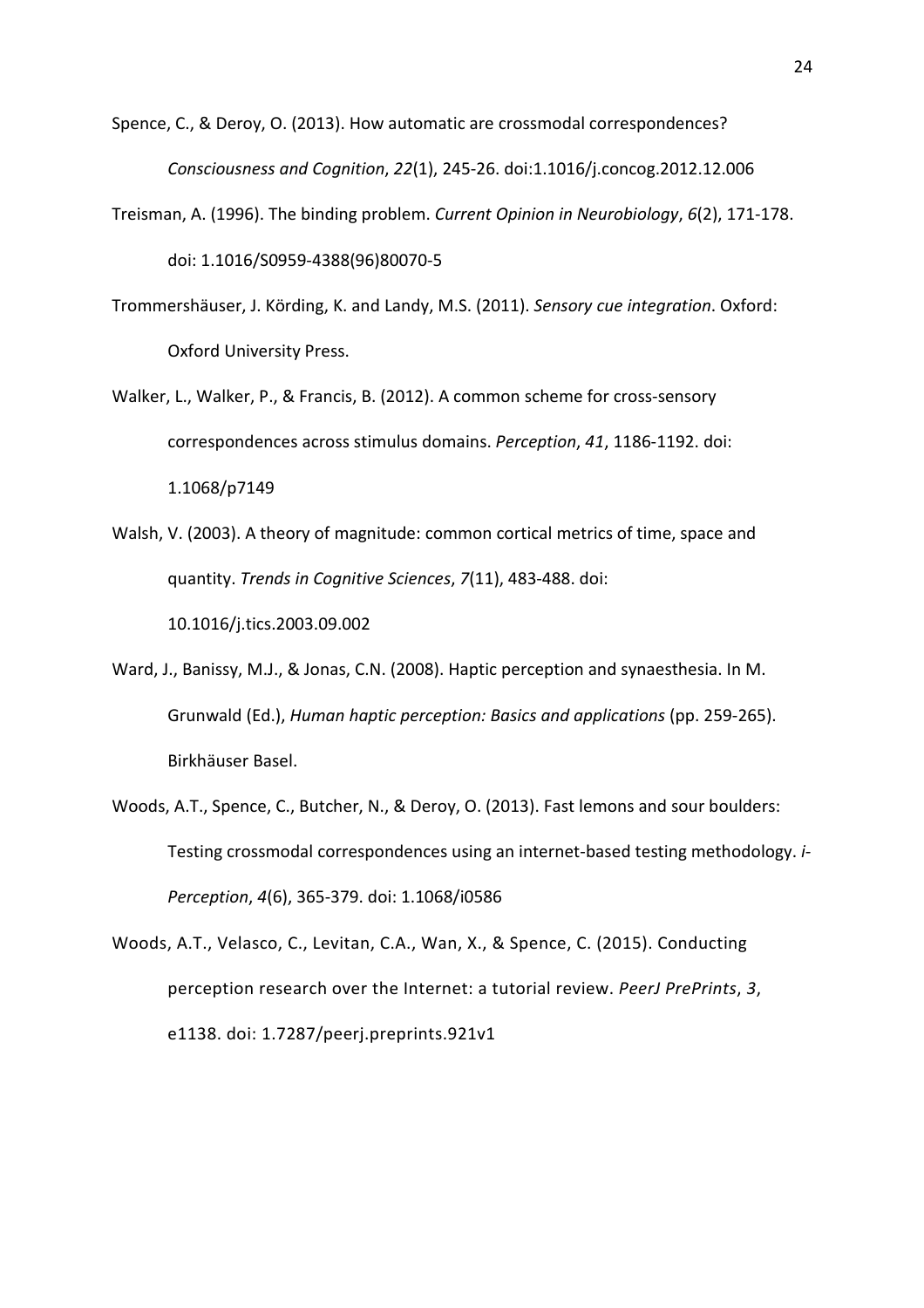Spence, C., & Deroy, O. (2013). How automatic are crossmodal correspondences? *Consciousness and Cognition*, *22*(1), 245-26. doi:1.1016/j.concog.2012.12.006

Treisman, A. (1996). The binding problem. *Current Opinion in Neurobiology*, *6*(2), 171-178. doi: 1.1016/S0959-4388(96)80070-5

Trommershäuser, J. Körding, K. and Landy, M.S. (2011). *Sensory cue integration*. Oxford: Oxford University Press.

Walker, L., Walker, P., & Francis, B. (2012). A common scheme for cross-sensory correspondences across stimulus domains. *Perception*, *41*, 1186-1192. doi: 1.1068/p7149

Walsh, V. (2003). A theory of magnitude: common cortical metrics of time, space and quantity. *Trends in Cognitive Sciences*, *7*(11), 483-488. doi: 10.1016/j.tics.2003.09.002

Ward, J., Banissy, M.J., & Jonas, C.N. (2008). Haptic perception and synaesthesia. In M. Grunwald (Ed.), *Human haptic perception: Basics and applications* (pp. 259-265). Birkhäuser Basel.

Woods, A.T., Spence, C., Butcher, N., & Deroy, O. (2013). Fast lemons and sour boulders: Testing crossmodal correspondences using an internet-based testing methodology. *i-Perception*, *4*(6), 365-379. doi: 1.1068/i0586

Woods, A.T., Velasco, C., Levitan, C.A., Wan, X., & Spence, C. (2015). Conducting perception research over the Internet: a tutorial review. *PeerJ PrePrints*, *3*, e1138. doi: 1.7287/peerj.preprints.921v1